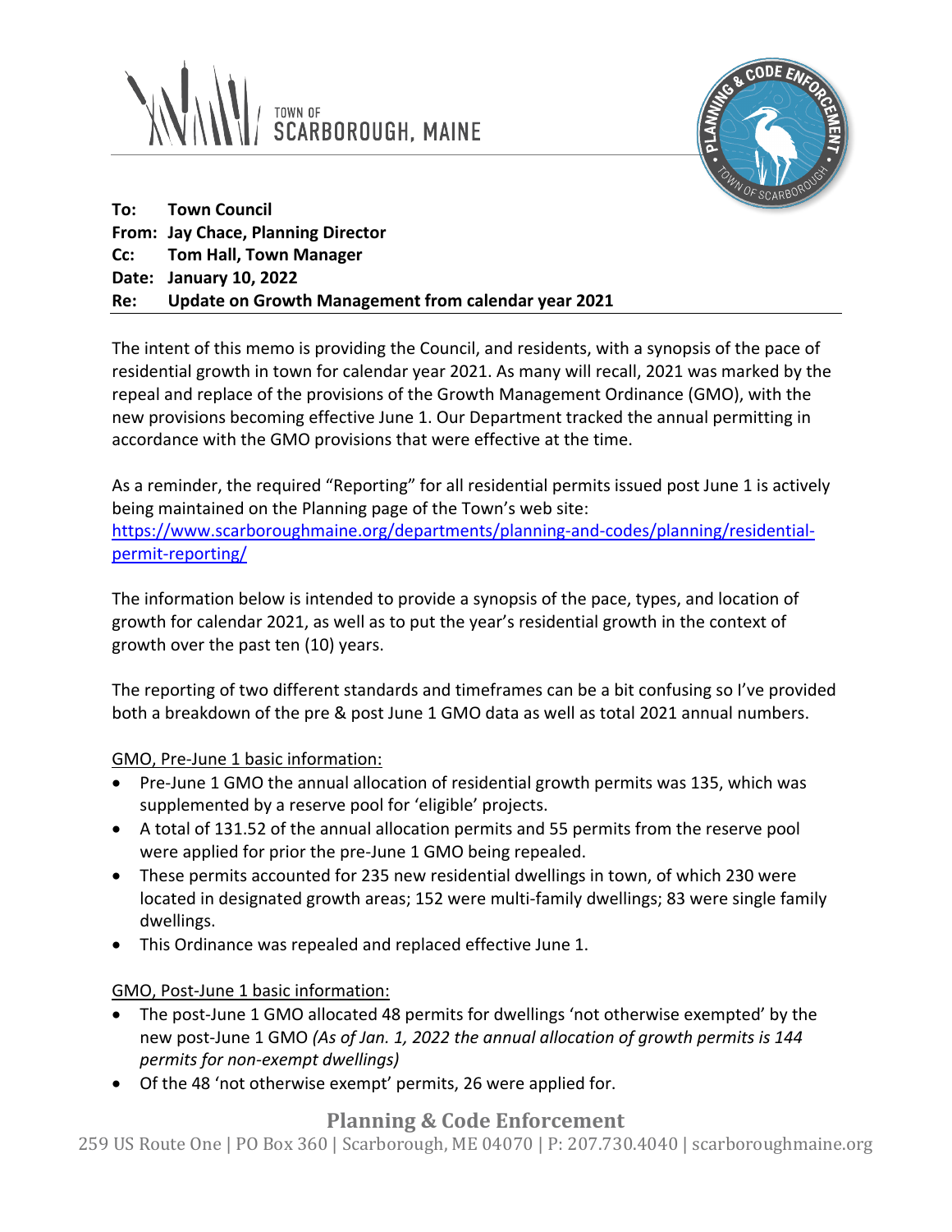TOWN OF SCARBOROUGH, MAINE

**To:** **Town Council**
**From:** **Jay Chace, Planning Director**
**Cc:** **Tom Hall, Town Manager**
**Date:** **January 10, 2022**
**Re:** **Update on Growth Management from calendar year 2021**

The intent of this memo is providing the Council, and residents, with a synopsis of the pace of residential growth in town for calendar year 2021. As many will recall, 2021 was marked by the repeal and replace of the provisions of the Growth Management Ordinance (GMO), with the new provisions becoming effective June 1. Our Department tracked the annual permitting in accordance with the GMO provisions that were effective at the time.

As a reminder, the required "Reporting" for all residential permits issued post June 1 is actively being maintained on the Planning page of the Town's web site: https://www.scarboroughmaine.org/departments/planning-and-codes/planning/residential-permit-reporting/

The information below is intended to provide a synopsis of the pace, types, and location of growth for calendar 2021, as well as to put the year's residential growth in the context of growth over the past ten (10) years.

The reporting of two different standards and timeframes can be a bit confusing so I've provided both a breakdown of the pre & post June 1 GMO data as well as total 2021 annual numbers.

GMO, Pre-June 1 basic information:

- Pre-June 1 GMO the annual allocation of residential growth permits was 135, which was supplemented by a reserve pool for 'eligible' projects.
- A total of 131.52 of the annual allocation permits and 55 permits from the reserve pool were applied for prior the pre-June 1 GMO being repealed.
- These permits accounted for 235 new residential dwellings in town, of which 230 were located in designated growth areas; 152 were multi-family dwellings; 83 were single family dwellings.
- This Ordinance was repealed and replaced effective June 1.

GMO, Post-June 1 basic information:

- The post-June 1 GMO allocated 48 permits for dwellings 'not otherwise exempted' by the new post-June 1 GMO *(As of Jan. 1, 2022 the annual allocation of growth permits is 144 permits for non-exempt dwellings)*
- Of the 48 'not otherwise exempt' permits, 26 were applied for.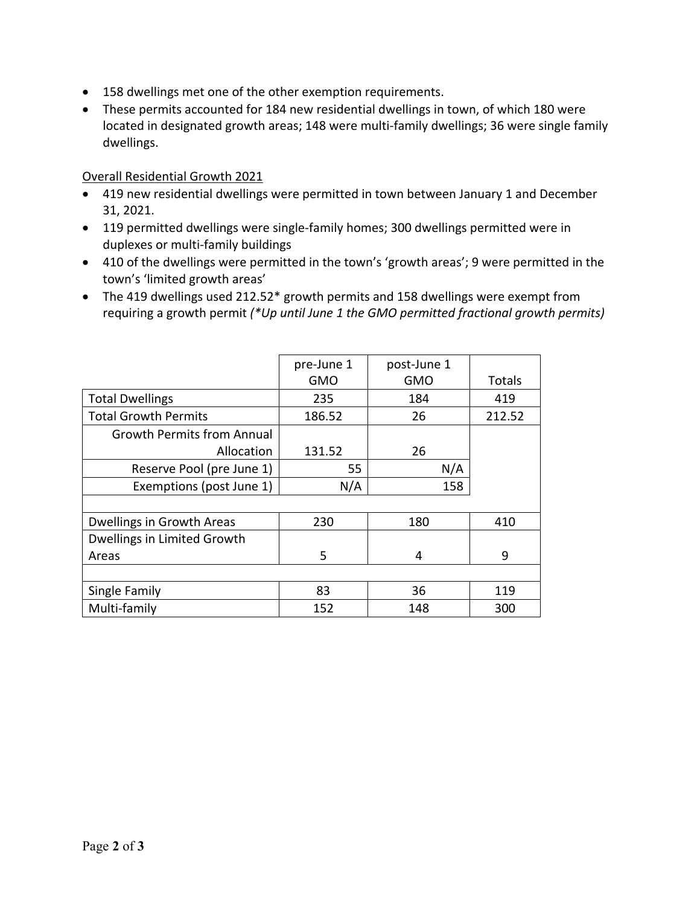- 158 dwellings met one of the other exemption requirements.
- These permits accounted for 184 new residential dwellings in town, of which 180 were located in designated growth areas; 148 were multi-family dwellings; 36 were single family dwellings.

Overall Residential Growth 2021

- 419 new residential dwellings were permitted in town between January 1 and December 31, 2021.
- 119 permitted dwellings were single-family homes; 300 dwellings permitted were in duplexes or multi-family buildings
- 410 of the dwellings were permitted in the town's 'growth areas'; 9 were permitted in the town's 'limited growth areas'
- The 419 dwellings used 212.52* growth permits and 158 dwellings were exempt from requiring a growth permit *(*Up until June 1 the GMO permitted fractional growth permits)*

| | pre-June 1 GMO | post-June 1 GMO | Totals |
|---|---|---|---|
| Total Dwellings | 235 | 184 | 419 |
| Total Growth Permits | 186.52 | 26 | 212.52 |
| Growth Permits from Annual Allocation | 131.52 | 26 | |
| Reserve Pool (pre June 1) | 55 | N/A | |
| Exemptions (post June 1) | N/A | 158 | |
| | | | |
| Dwellings in Growth Areas | 230 | 180 | 410 |
| Dwellings in Limited Growth Areas | 5 | 4 | 9 |
| | | | |
| Single Family | 83 | 36 | 119 |
| Multi-family | 152 | 148 | 300 |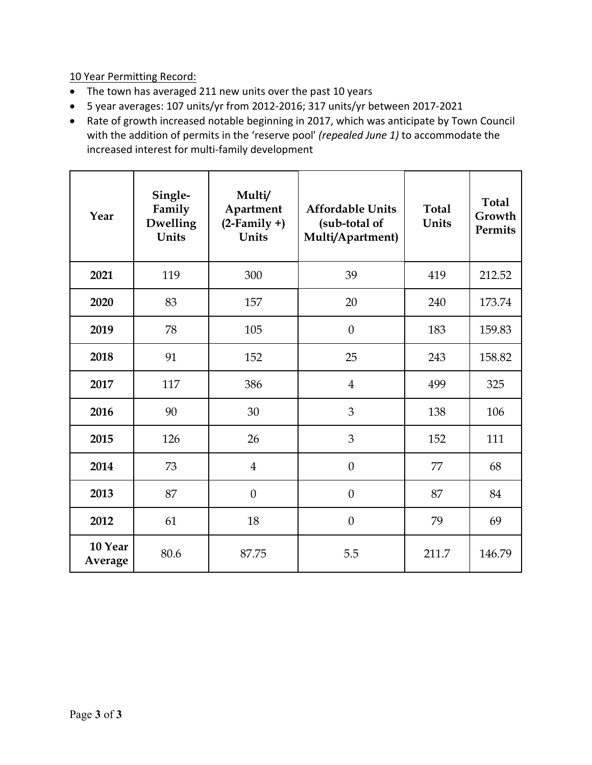10 Year Permitting Record:

- The town has averaged 211 new units over the past 10 years
- 5 year averages: 107 units/yr from 2012-2016; 317 units/yr between 2017-2021
- Rate of growth increased notable beginning in 2017, which was anticipate by Town Council with the addition of permits in the 'reserve pool' *(repealed June 1)* to accommodate the increased interest for multi-family development

| Year | Single-Family Dwelling Units | Multi/ Apartment (2-Family +) Units | Affordable Units (sub-total of Multi/Apartment) | Total Units | Total Growth Permits |
|---|---|---|---|---|---|
| 2021 | 119 | 300 | 39 | 419 | 212.52 |
| 2020 | 83 | 157 | 20 | 240 | 173.74 |
| 2019 | 78 | 105 | 0 | 183 | 159.83 |
| 2018 | 91 | 152 | 25 | 243 | 158.82 |
| 2017 | 117 | 386 | 4 | 499 | 325 |
| 2016 | 90 | 30 | 3 | 138 | 106 |
| 2015 | 126 | 26 | 3 | 152 | 111 |
| 2014 | 73 | 4 | 0 | 77 | 68 |
| 2013 | 87 | 0 | 0 | 87 | 84 |
| 2012 | 61 | 18 | 0 | 79 | 69 |
| 10 Year Average | 80.6 | 87.75 | 5.5 | 211.7 | 146.79 |